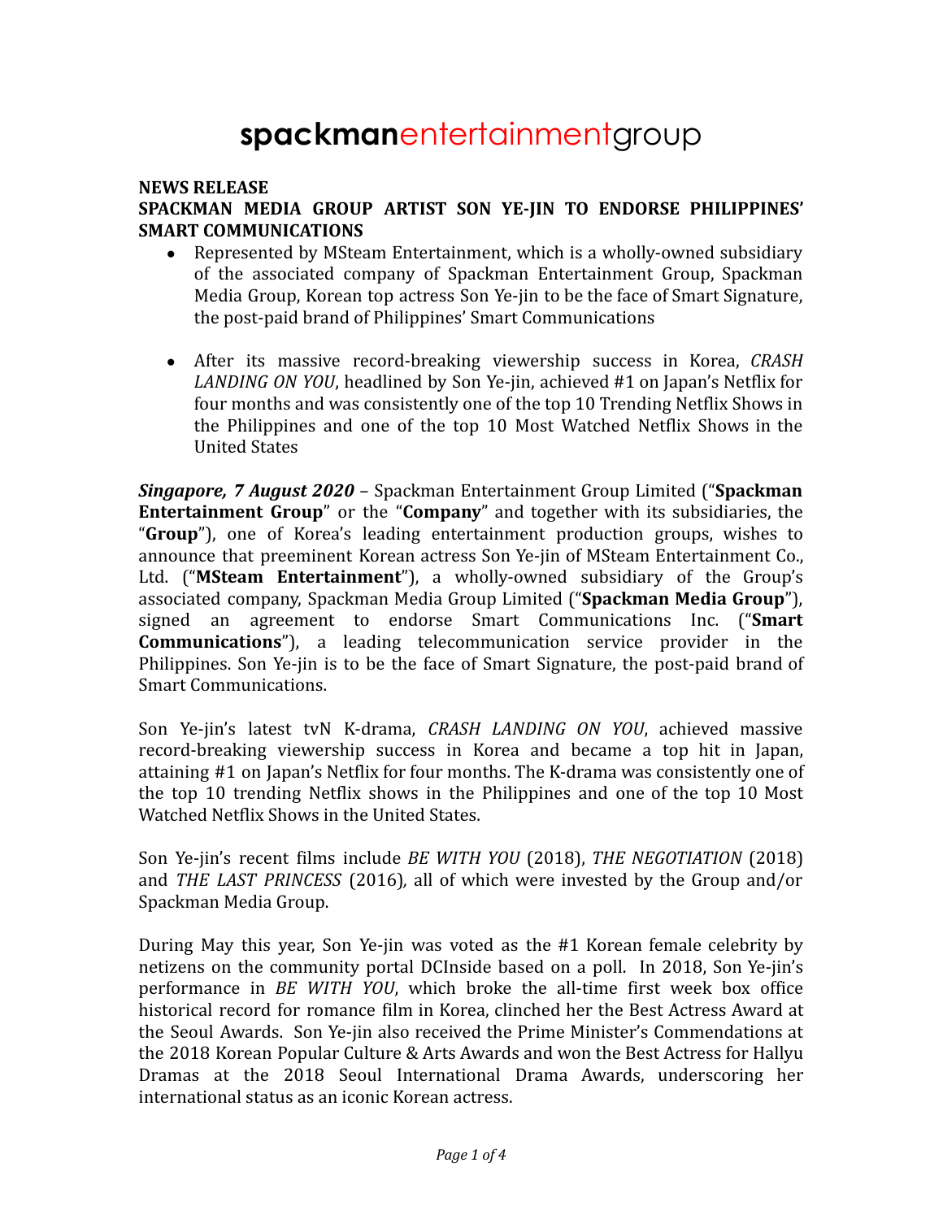# **spackman**entertainmentgroup

**NEWS RELEASE**

**SPACKMAN MEDIA GROUP ARTIST SON YE-JIN TO ENDORSE PHILIPPINES' SMART COMMUNICATIONS**

- Represented by MSteam Entertainment, which is a wholly-owned subsidiary of the associated company of Spackman Entertainment Group, Spackman Media Group, Korean top actress Son Ye-jin to be the face of Smart Signature, the post-paid brand of Philippines' Smart Communications

- After its massive record-breaking viewership success in Korea, *CRASH LANDING ON YOU*, headlined by Son Ye-jin, achieved #1 on Japan's Netflix for four months and was consistently one of the top 10 Trending Netflix Shows in the Philippines and one of the top 10 Most Watched Netflix Shows in the United States

***Singapore, 7 August 2020*** – Spackman Entertainment Group Limited ("**Spackman Entertainment Group**" or the "**Company**" and together with its subsidiaries, the "**Group**"), one of Korea's leading entertainment production groups, wishes to announce that preeminent Korean actress Son Ye-jin of MSteam Entertainment Co., Ltd. ("**MSteam Entertainment**"), a wholly-owned subsidiary of the Group's associated company, Spackman Media Group Limited ("**Spackman Media Group**"), signed an agreement to endorse Smart Communications Inc. ("**Smart Communications**"), a leading telecommunication service provider in the Philippines. Son Ye-jin is to be the face of Smart Signature, the post-paid brand of Smart Communications.

Son Ye-jin's latest tvN K-drama, *CRASH LANDING ON YOU*, achieved massive record-breaking viewership success in Korea and became a top hit in Japan, attaining #1 on Japan's Netflix for four months. The K-drama was consistently one of the top 10 trending Netflix shows in the Philippines and one of the top 10 Most Watched Netflix Shows in the United States.

Son Ye-jin's recent films include *BE WITH YOU* (2018), *THE NEGOTIATION* (2018) and *THE LAST PRINCESS* (2016), all of which were invested by the Group and/or Spackman Media Group.

During May this year, Son Ye-jin was voted as the #1 Korean female celebrity by netizens on the community portal DCInside based on a poll. In 2018, Son Ye-jin's performance in *BE WITH YOU*, which broke the all-time first week box office historical record for romance film in Korea, clinched her the Best Actress Award at the Seoul Awards. Son Ye-jin also received the Prime Minister's Commendations at the 2018 Korean Popular Culture & Arts Awards and won the Best Actress for Hallyu Dramas at the 2018 Seoul International Drama Awards, underscoring her international status as an iconic Korean actress.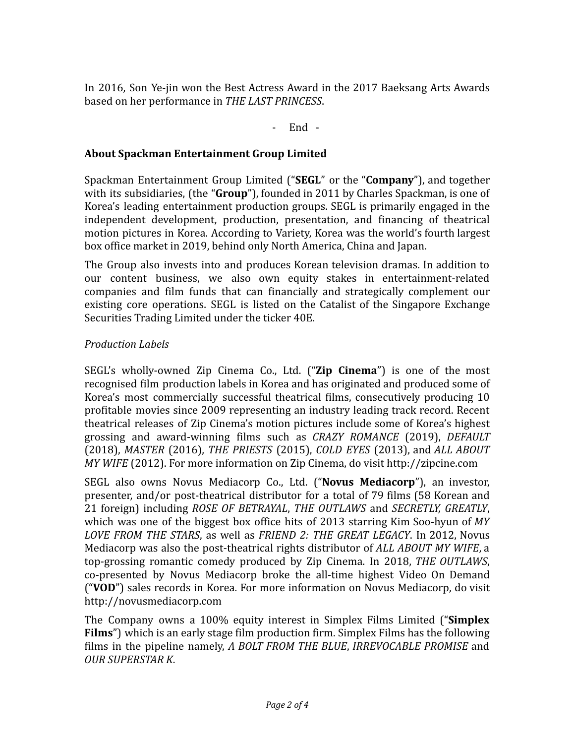In 2016, Son Ye-jin won the Best Actress Award in the 2017 Baeksang Arts Awards based on her performance in *THE LAST PRINCESS*.

- End -

## About Spackman Entertainment Group Limited

Spackman Entertainment Group Limited ("**SEGL**" or the "**Company**"), and together with its subsidiaries, (the "**Group**"), founded in 2011 by Charles Spackman, is one of Korea's leading entertainment production groups. SEGL is primarily engaged in the independent development, production, presentation, and financing of theatrical motion pictures in Korea. According to Variety, Korea was the world's fourth largest box office market in 2019, behind only North America, China and Japan.

The Group also invests into and produces Korean television dramas. In addition to our content business, we also own equity stakes in entertainment-related companies and film funds that can financially and strategically complement our existing core operations. SEGL is listed on the Catalist of the Singapore Exchange Securities Trading Limited under the ticker 40E.

### *Production Labels*

SEGL's wholly-owned Zip Cinema Co., Ltd. ("**Zip Cinema**") is one of the most recognised film production labels in Korea and has originated and produced some of Korea's most commercially successful theatrical films, consecutively producing 10 profitable movies since 2009 representing an industry leading track record. Recent theatrical releases of Zip Cinema's motion pictures include some of Korea's highest grossing and award-winning films such as *CRAZY ROMANCE* (2019), *DEFAULT* (2018), *MASTER* (2016), *THE PRIESTS* (2015), *COLD EYES* (2013), and *ALL ABOUT MY WIFE* (2012). For more information on Zip Cinema, do visit http://zipcine.com

SEGL also owns Novus Mediacorp Co., Ltd. ("**Novus Mediacorp**"), an investor, presenter, and/or post-theatrical distributor for a total of 79 films (58 Korean and 21 foreign) including *ROSE OF BETRAYAL*, *THE OUTLAWS* and *SECRETLY, GREATLY*, which was one of the biggest box office hits of 2013 starring Kim Soo-hyun of *MY LOVE FROM THE STARS*, as well as *FRIEND 2: THE GREAT LEGACY*. In 2012, Novus Mediacorp was also the post-theatrical rights distributor of *ALL ABOUT MY WIFE*, a top-grossing romantic comedy produced by Zip Cinema. In 2018, *THE OUTLAWS*, co-presented by Novus Mediacorp broke the all-time highest Video On Demand ("**VOD**") sales records in Korea. For more information on Novus Mediacorp, do visit http://novusmediacorp.com

The Company owns a 100% equity interest in Simplex Films Limited ("**Simplex Films**") which is an early stage film production firm. Simplex Films has the following films in the pipeline namely, *A BOLT FROM THE BLUE*, *IRREVOCABLE PROMISE* and *OUR SUPERSTAR K*.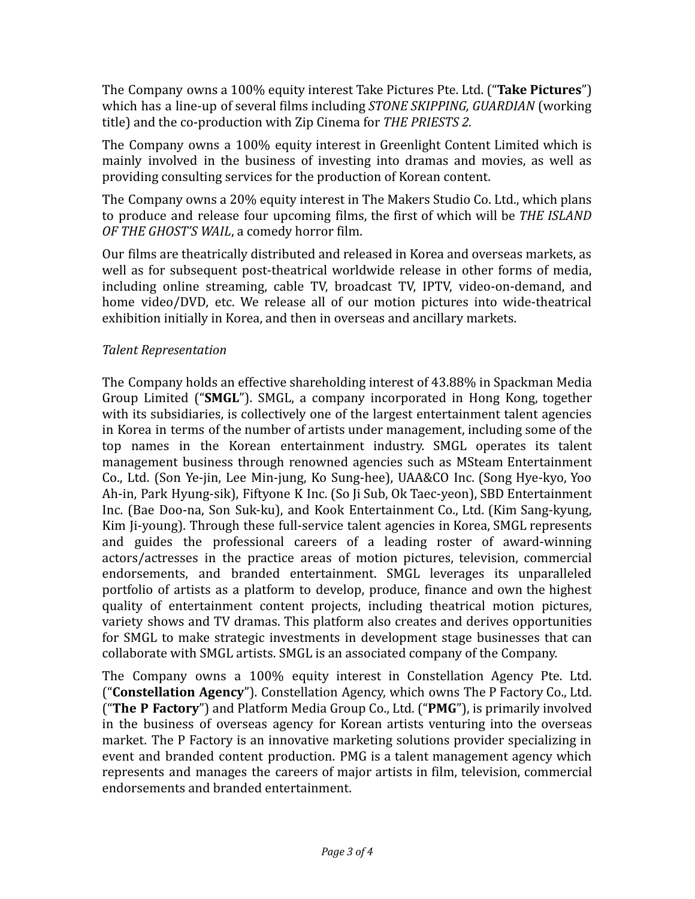The Company owns a 100% equity interest Take Pictures Pte. Ltd. ("**Take Pictures**") which has a line-up of several films including *STONE SKIPPING, GUARDIAN* (working title) and the co-production with Zip Cinema for *THE PRIESTS 2.*

The Company owns a 100% equity interest in Greenlight Content Limited which is mainly involved in the business of investing into dramas and movies, as well as providing consulting services for the production of Korean content.

The Company owns a 20% equity interest in The Makers Studio Co. Ltd., which plans to produce and release four upcoming films, the first of which will be *THE ISLAND OF THE GHOST'S WAIL*, a comedy horror film.

Our films are theatrically distributed and released in Korea and overseas markets, as well as for subsequent post-theatrical worldwide release in other forms of media, including online streaming, cable TV, broadcast TV, IPTV, video-on-demand, and home video/DVD, etc. We release all of our motion pictures into wide-theatrical exhibition initially in Korea, and then in overseas and ancillary markets.

*Talent Representation*

The Company holds an effective shareholding interest of 43.88% in Spackman Media Group Limited ("**SMGL**"). SMGL, a company incorporated in Hong Kong, together with its subsidiaries, is collectively one of the largest entertainment talent agencies in Korea in terms of the number of artists under management, including some of the top names in the Korean entertainment industry. SMGL operates its talent management business through renowned agencies such as MSteam Entertainment Co., Ltd. (Son Ye-jin, Lee Min-jung, Ko Sung-hee), UAA&CO Inc. (Song Hye-kyo, Yoo Ah-in, Park Hyung-sik), Fiftyone K Inc. (So Ji Sub, Ok Taec-yeon), SBD Entertainment Inc. (Bae Doo-na, Son Suk-ku), and Kook Entertainment Co., Ltd. (Kim Sang-kyung, Kim Ji-young). Through these full-service talent agencies in Korea, SMGL represents and guides the professional careers of a leading roster of award-winning actors/actresses in the practice areas of motion pictures, television, commercial endorsements, and branded entertainment. SMGL leverages its unparalleled portfolio of artists as a platform to develop, produce, finance and own the highest quality of entertainment content projects, including theatrical motion pictures, variety shows and TV dramas. This platform also creates and derives opportunities for SMGL to make strategic investments in development stage businesses that can collaborate with SMGL artists. SMGL is an associated company of the Company.

The Company owns a 100% equity interest in Constellation Agency Pte. Ltd. ("**Constellation Agency**"). Constellation Agency, which owns The P Factory Co., Ltd. ("**The P Factory**") and Platform Media Group Co., Ltd. ("**PMG**"), is primarily involved in the business of overseas agency for Korean artists venturing into the overseas market. The P Factory is an innovative marketing solutions provider specializing in event and branded content production. PMG is a talent management agency which represents and manages the careers of major artists in film, television, commercial endorsements and branded entertainment.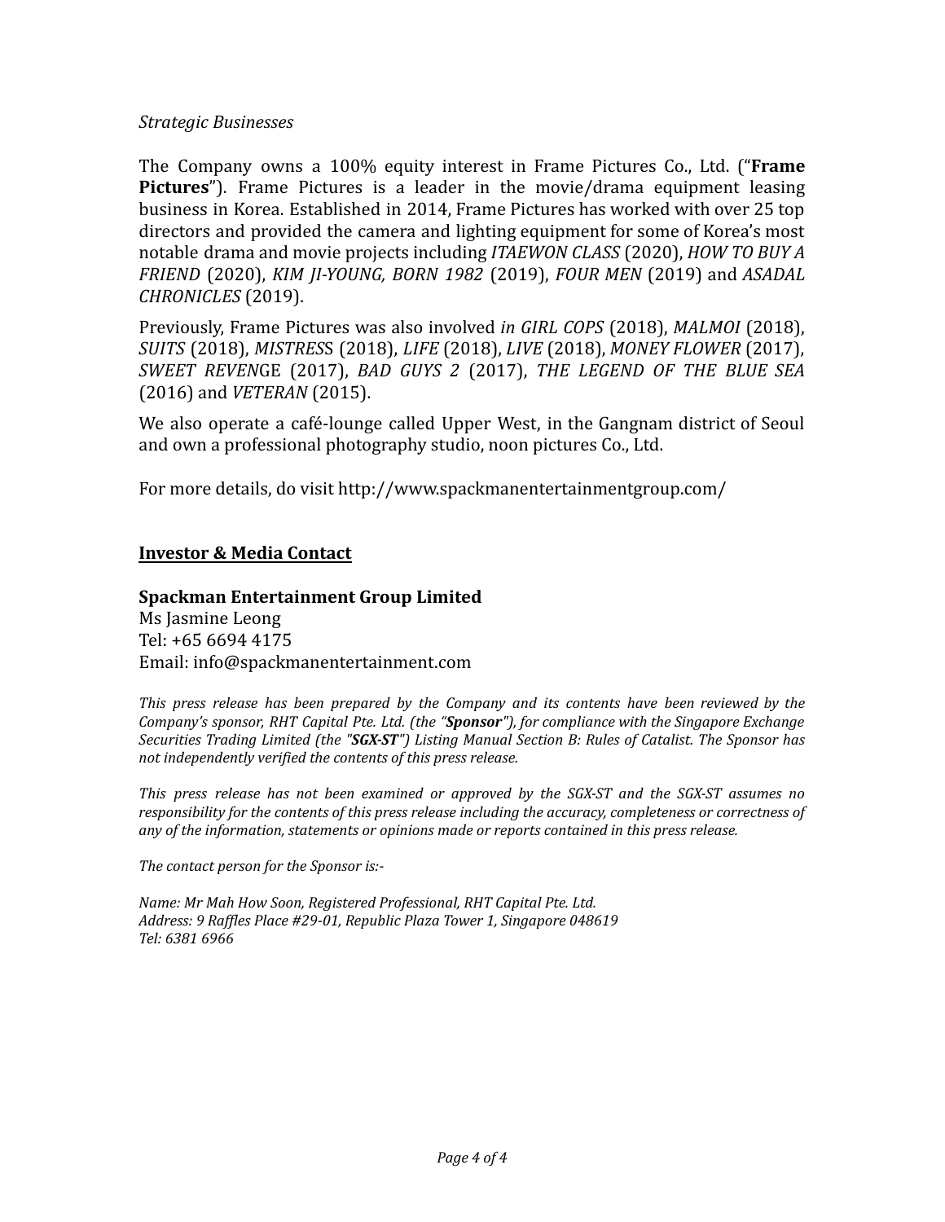*Strategic Businesses*

The Company owns a 100% equity interest in Frame Pictures Co., Ltd. ("**Frame Pictures**"). Frame Pictures is a leader in the movie/drama equipment leasing business in Korea. Established in 2014, Frame Pictures has worked with over 25 top directors and provided the camera and lighting equipment for some of Korea's most notable drama and movie projects including *ITAEWON CLASS* (2020), *HOW TO BUY A FRIEND* (2020), *KIM JI-YOUNG, BORN 1982* (2019), *FOUR MEN* (2019) and *ASADAL CHRONICLES* (2019).

Previously, Frame Pictures was also involved *in GIRL COPS* (2018), *MALMOI* (2018), *SUITS* (2018), *MISTRESS* (2018), *LIFE* (2018), *LIVE* (2018), *MONEY FLOWER* (2017), *SWEET REVENGE* (2017), *BAD GUYS 2* (2017), *THE LEGEND OF THE BLUE SEA* (2016) and *VETERAN* (2015).

We also operate a café-lounge called Upper West, in the Gangnam district of Seoul and own a professional photography studio, noon pictures Co., Ltd.

For more details, do visit http://www.spackmanentertainmentgroup.com/

## Investor & Media Contact

**Spackman Entertainment Group Limited**
Ms Jasmine Leong
Tel: +65 6694 4175
Email: info@spackmanentertainment.com

*This press release has been prepared by the Company and its contents have been reviewed by the Company's sponsor, RHT Capital Pte. Ltd. (the "**Sponsor**"), for compliance with the Singapore Exchange Securities Trading Limited (the "**SGX-ST**") Listing Manual Section B: Rules of Catalist. The Sponsor has not independently verified the contents of this press release.*

*This press release has not been examined or approved by the SGX-ST and the SGX-ST assumes no responsibility for the contents of this press release including the accuracy, completeness or correctness of any of the information, statements or opinions made or reports contained in this press release.*

*The contact person for the Sponsor is:-*

*Name: Mr Mah How Soon, Registered Professional, RHT Capital Pte. Ltd.*
*Address: 9 Raffles Place #29-01, Republic Plaza Tower 1, Singapore 048619*
*Tel: 6381 6966*